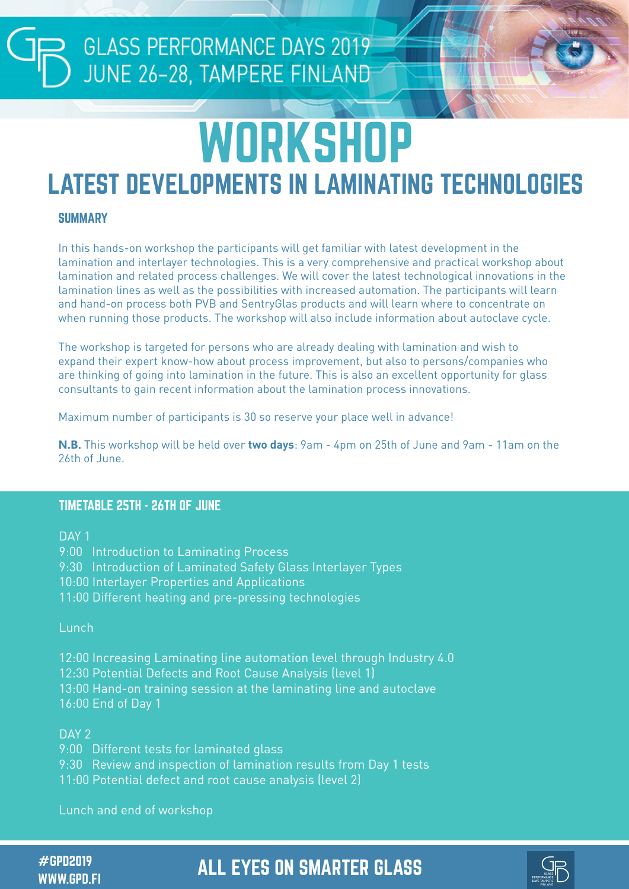GLASS PERFORMANCE DAYS 2019
JUNE 26–28, TAMPERE FINLAND

# WORKSHOP

## LATEST DEVELOPMENTS IN LAMINATING TECHNOLOGIES

### SUMMARY

In this hands-on workshop the participants will get familiar with latest development in the lamination and interlayer technologies. This is a very comprehensive and practical workshop about lamination and related process challenges. We will cover the latest technological innovations in the lamination lines as well as the possibilities with increased automation. The participants will learn and hand-on process both PVB and SentryGlas products and will learn where to concentrate on when running those products. The workshop will also include information about autoclave cycle.

The workshop is targeted for persons who are already dealing with lamination and wish to expand their expert know-how about process improvement, but also to persons/companies who are thinking of going into lamination in the future. This is also an excellent opportunity for glass consultants to gain recent information about the lamination process innovations.

Maximum number of participants is 30 so reserve your place well in advance!

**N.B.** This workshop will be held over **two days**: 9am - 4pm on 25th of June and 9am - 11am on the 26th of June.

### TIMETABLE 25TH - 26TH OF JUNE

DAY 1

9:00 Introduction to Laminating Process
9:30 Introduction of Laminated Safety Glass Interlayer Types
10:00 Interlayer Properties and Applications
11:00 Different heating and pre-pressing technologies

Lunch

12:00 Increasing Laminating line automation level through Industry 4.0
12:30 Potential Defects and Root Cause Analysis (level 1)
13:00 Hand-on training session at the laminating line and autoclave
16:00 End of Day 1

DAY 2

9:00 Different tests for laminated glass
9:30 Review and inspection of lamination results from Day 1 tests
11:00 Potential defect and root cause analysis (level 2)

Lunch and end of workshop

#GPD2019
WWW.GPD.FI

ALL EYES ON SMARTER GLASS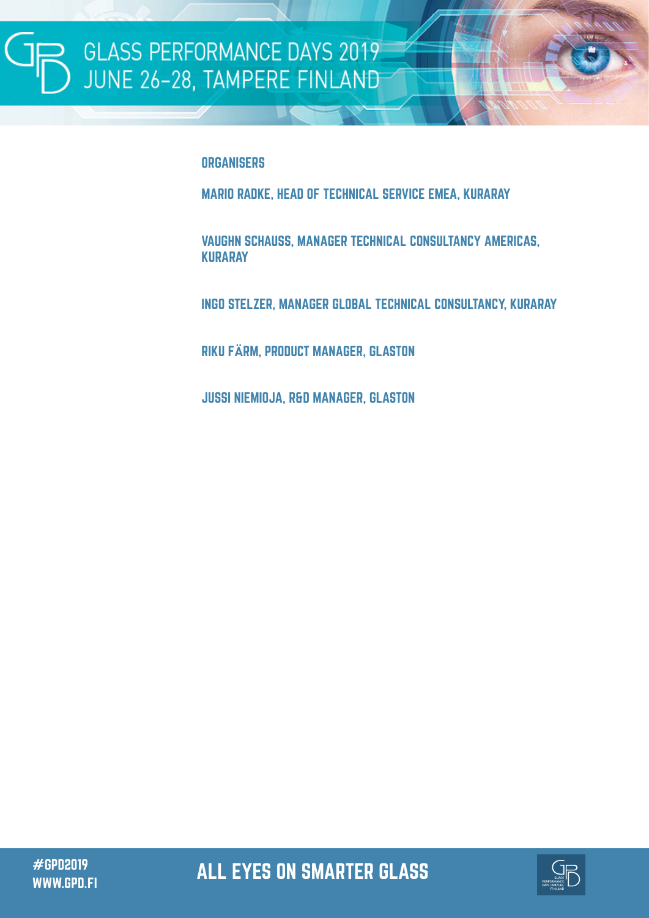## ORGANISERS

MARIO RADKE, HEAD OF TECHNICAL SERVICE EMEA, KURARAY

VAUGHN SCHAUSS, MANAGER TECHNICAL CONSULTANCY AMERICAS, KURARAY

INGO STELZER, MANAGER GLOBAL TECHNICAL CONSULTANCY, KURARAY

RIKU FÄRM, PRODUCT MANAGER, GLASTON

JUSSI NIEMIOJA, R&D MANAGER, GLASTON